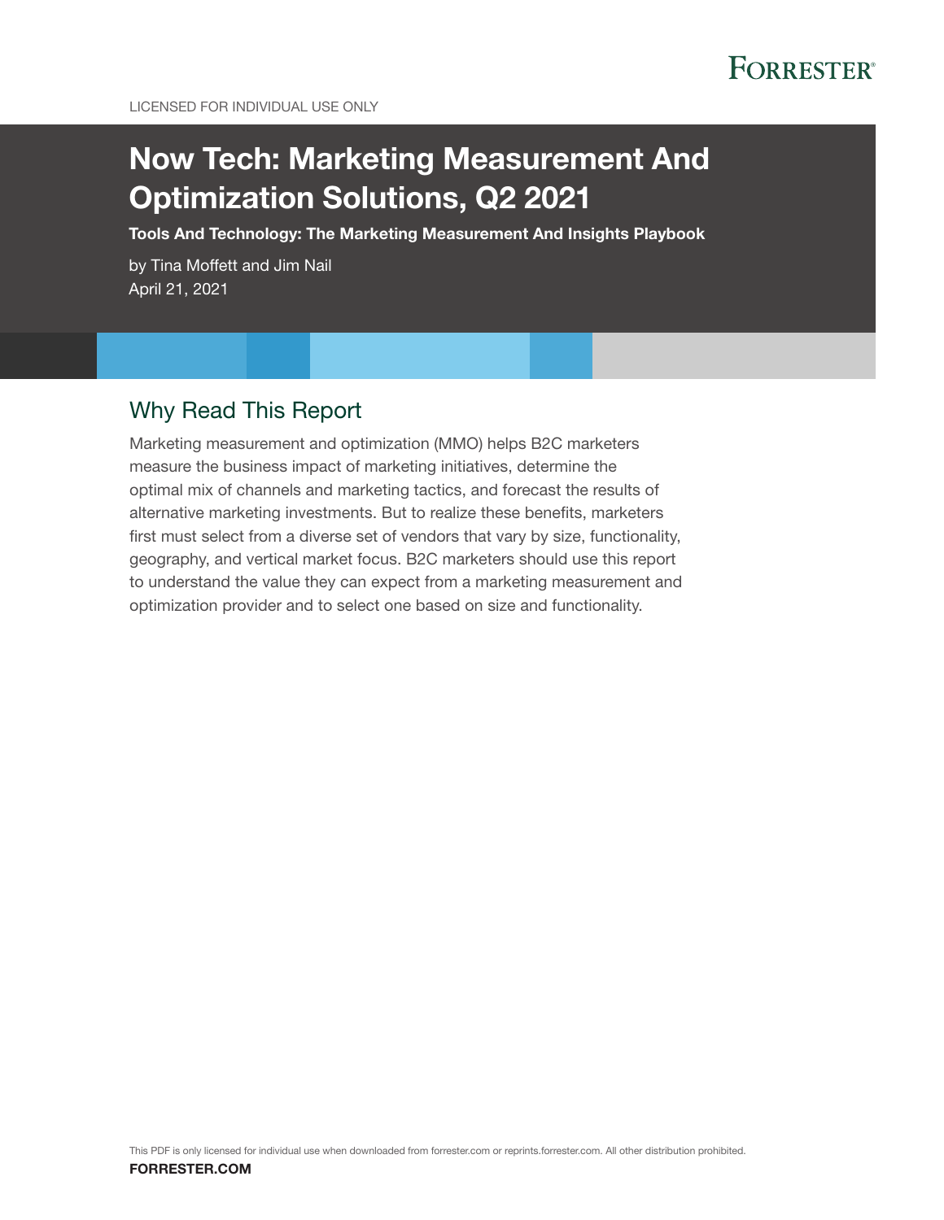LICENSED FOR INDIVIDUAL USE ONLY

# Now Tech: Marketing Measurement And Optimization Solutions, Q2 2021

**Tools And Technology: The Marketing Measurement And Insights Playbook**

by Tina Moffett and Jim Nail
April 21, 2021

## Why Read This Report

Marketing measurement and optimization (MMO) helps B2C marketers measure the business impact of marketing initiatives, determine the optimal mix of channels and marketing tactics, and forecast the results of alternative marketing investments. But to realize these benefits, marketers first must select from a diverse set of vendors that vary by size, functionality, geography, and vertical market focus. B2C marketers should use this report to understand the value they can expect from a marketing measurement and optimization provider and to select one based on size and functionality.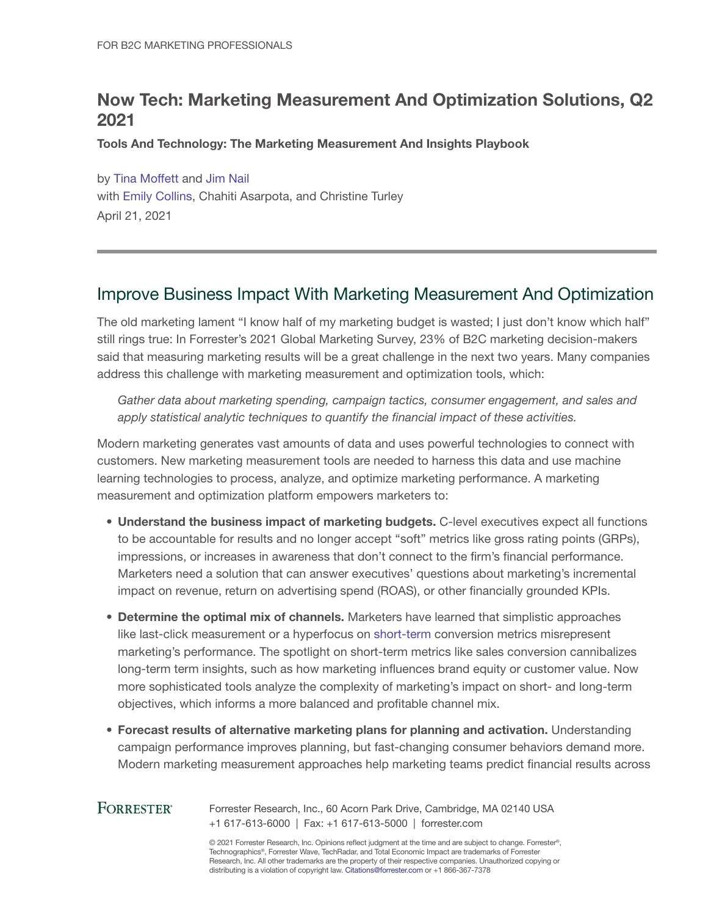FOR B2C MARKETING PROFESSIONALS

# Now Tech: Marketing Measurement And Optimization Solutions, Q2 2021

**Tools And Technology: The Marketing Measurement And Insights Playbook**

by Tina Moffett and Jim Nail
with Emily Collins, Chahiti Asarpota, and Christine Turley
April 21, 2021

## Improve Business Impact With Marketing Measurement And Optimization

The old marketing lament "I know half of my marketing budget is wasted; I just don't know which half" still rings true: In Forrester's 2021 Global Marketing Survey, 23% of B2C marketing decision-makers said that measuring marketing results will be a great challenge in the next two years. Many companies address this challenge with marketing measurement and optimization tools, which:

> *Gather data about marketing spending, campaign tactics, consumer engagement, and sales and apply statistical analytic techniques to quantify the financial impact of these activities.*

Modern marketing generates vast amounts of data and uses powerful technologies to connect with customers. New marketing measurement tools are needed to harness this data and use machine learning technologies to process, analyze, and optimize marketing performance. A marketing measurement and optimization platform empowers marketers to:

- **Understand the business impact of marketing budgets.** C-level executives expect all functions to be accountable for results and no longer accept "soft" metrics like gross rating points (GRPs), impressions, or increases in awareness that don't connect to the firm's financial performance. Marketers need a solution that can answer executives' questions about marketing's incremental impact on revenue, return on advertising spend (ROAS), or other financially grounded KPIs.
- **Determine the optimal mix of channels.** Marketers have learned that simplistic approaches like last-click measurement or a hyperfocus on short-term conversion metrics misrepresent marketing's performance. The spotlight on short-term metrics like sales conversion cannibalizes long-term term insights, such as how marketing influences brand equity or customer value. Now more sophisticated tools analyze the complexity of marketing's impact on short- and long-term objectives, which informs a more balanced and profitable channel mix.
- **Forecast results of alternative marketing plans for planning and activation.** Understanding campaign performance improves planning, but fast-changing consumer behaviors demand more. Modern marketing measurement approaches help marketing teams predict financial results across

FORRESTER® Forrester Research, Inc., 60 Acorn Park Drive, Cambridge, MA 02140 USA
+1 617-613-6000 | Fax: +1 617-613-5000 | forrester.com

© 2021 Forrester Research, Inc. Opinions reflect judgment at the time and are subject to change. Forrester®, Technographics®, Forrester Wave, TechRadar, and Total Economic Impact are trademarks of Forrester Research, Inc. All other trademarks are the property of their respective companies. Unauthorized copying or distributing is a violation of copyright law. Citations@forrester.com or +1 866-367-7378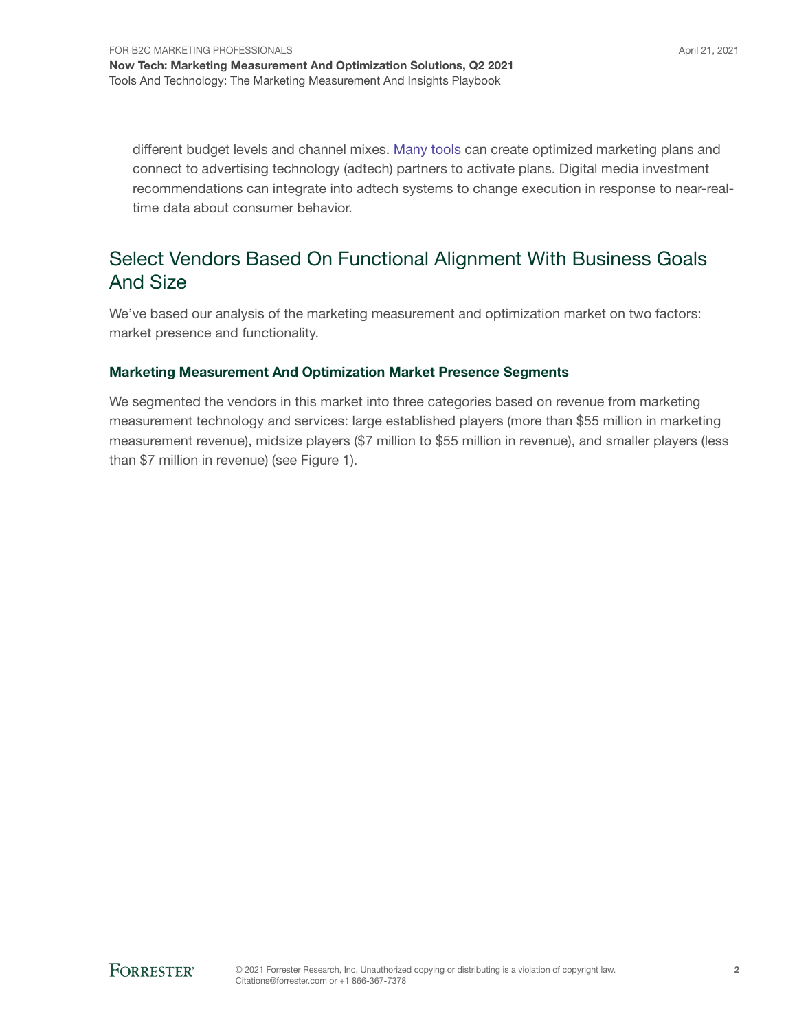different budget levels and channel mixes. Many tools can create optimized marketing plans and connect to advertising technology (adtech) partners to activate plans. Digital media investment recommendations can integrate into adtech systems to change execution in response to near-real-time data about consumer behavior.

## Select Vendors Based On Functional Alignment With Business Goals And Size

We've based our analysis of the marketing measurement and optimization market on two factors: market presence and functionality.

### Marketing Measurement And Optimization Market Presence Segments

We segmented the vendors in this market into three categories based on revenue from marketing measurement technology and services: large established players (more than $55 million in marketing measurement revenue), midsize players ($7 million to $55 million in revenue), and smaller players (less than $7 million in revenue) (see Figure 1).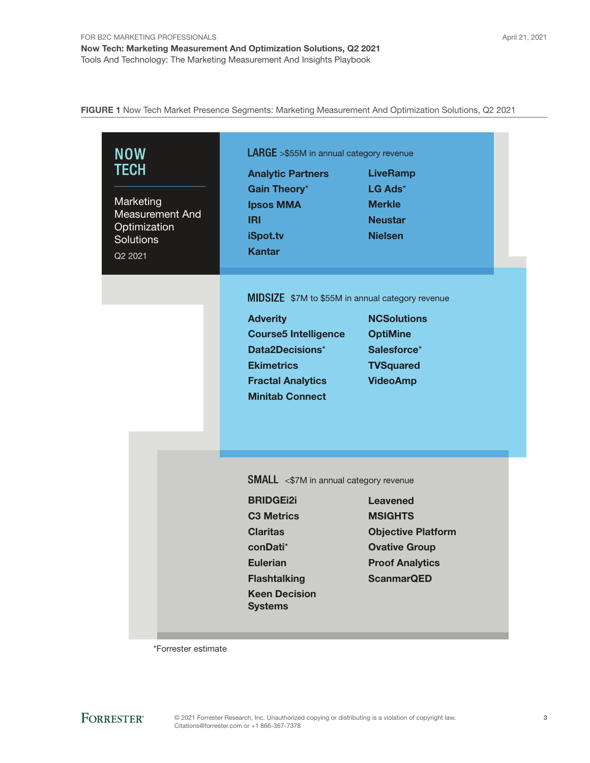**FIGURE 1** Now Tech Market Presence Segments: Marketing Measurement And Optimization Solutions, Q2 2021

## NOW TECH

Marketing Measurement And Optimization Solutions

Q2 2021

### LARGE >$55M in annual category revenue

- Analytic Partners
- Gain Theory*
- Ipsos MMA
- IRI
- iSpot.tv
- Kantar
- LiveRamp
- LG Ads*
- Merkle
- Neustar
- Nielsen

### MIDSIZE $7M to $55M in annual category revenue

- Adverity
- Course5 Intelligence
- Data2Decisions*
- Ekimetrics
- Fractal Analytics
- Minitab Connect
- NCSolutions
- OptiMine
- Salesforce*
- TVSquared
- VideoAmp

### SMALL <$7M in annual category revenue

- BRIDGEi2i
- C3 Metrics
- Claritas
- conDati*
- Eulerian
- Flashtalking
- Keen Decision Systems
- Leavened
- MSIGHTS
- Objective Platform
- Ovative Group
- Proof Analytics
- ScanmarQED

*Forrester estimate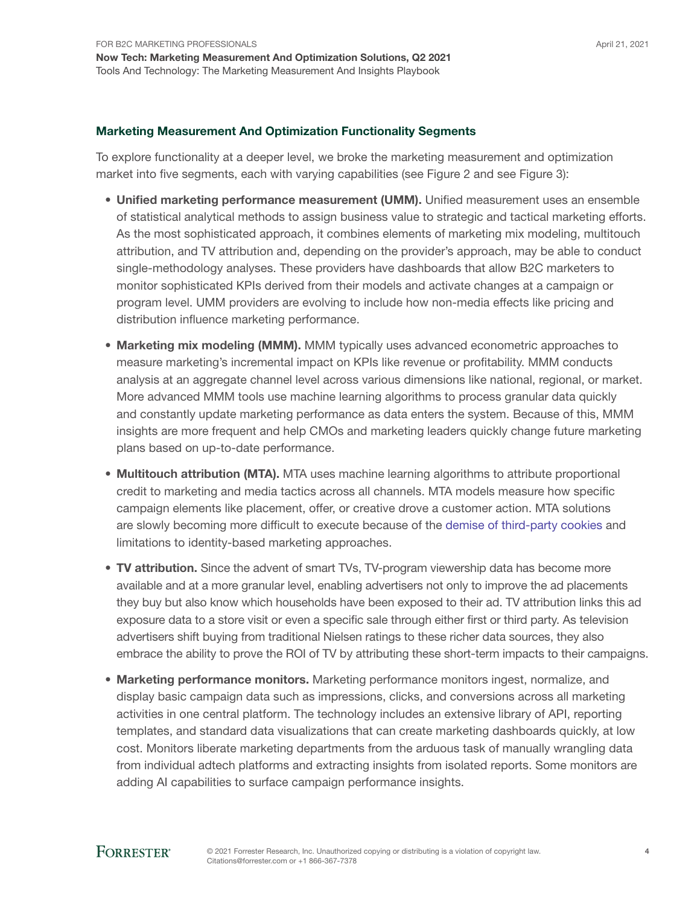### Marketing Measurement And Optimization Functionality Segments

To explore functionality at a deeper level, we broke the marketing measurement and optimization market into five segments, each with varying capabilities (see Figure 2 and see Figure 3):

- **Unified marketing performance measurement (UMM).** Unified measurement uses an ensemble of statistical analytical methods to assign business value to strategic and tactical marketing efforts. As the most sophisticated approach, it combines elements of marketing mix modeling, multitouch attribution, and TV attribution and, depending on the provider's approach, may be able to conduct single-methodology analyses. These providers have dashboards that allow B2C marketers to monitor sophisticated KPIs derived from their models and activate changes at a campaign or program level. UMM providers are evolving to include how non-media effects like pricing and distribution influence marketing performance.

- **Marketing mix modeling (MMM).** MMM typically uses advanced econometric approaches to measure marketing's incremental impact on KPIs like revenue or profitability. MMM conducts analysis at an aggregate channel level across various dimensions like national, regional, or market. More advanced MMM tools use machine learning algorithms to process granular data quickly and constantly update marketing performance as data enters the system. Because of this, MMM insights are more frequent and help CMOs and marketing leaders quickly change future marketing plans based on up-to-date performance.

- **Multitouch attribution (MTA).** MTA uses machine learning algorithms to attribute proportional credit to marketing and media tactics across all channels. MTA models measure how specific campaign elements like placement, offer, or creative drove a customer action. MTA solutions are slowly becoming more difficult to execute because of the demise of third-party cookies and limitations to identity-based marketing approaches.

- **TV attribution.** Since the advent of smart TVs, TV-program viewership data has become more available and at a more granular level, enabling advertisers not only to improve the ad placements they buy but also know which households have been exposed to their ad. TV attribution links this ad exposure data to a store visit or even a specific sale through either first or third party. As television advertisers shift buying from traditional Nielsen ratings to these richer data sources, they also embrace the ability to prove the ROI of TV by attributing these short-term impacts to their campaigns.

- **Marketing performance monitors.** Marketing performance monitors ingest, normalize, and display basic campaign data such as impressions, clicks, and conversions across all marketing activities in one central platform. The technology includes an extensive library of API, reporting templates, and standard data visualizations that can create marketing dashboards quickly, at low cost. Monitors liberate marketing departments from the arduous task of manually wrangling data from individual adtech platforms and extracting insights from isolated reports. Some monitors are adding AI capabilities to surface campaign performance insights.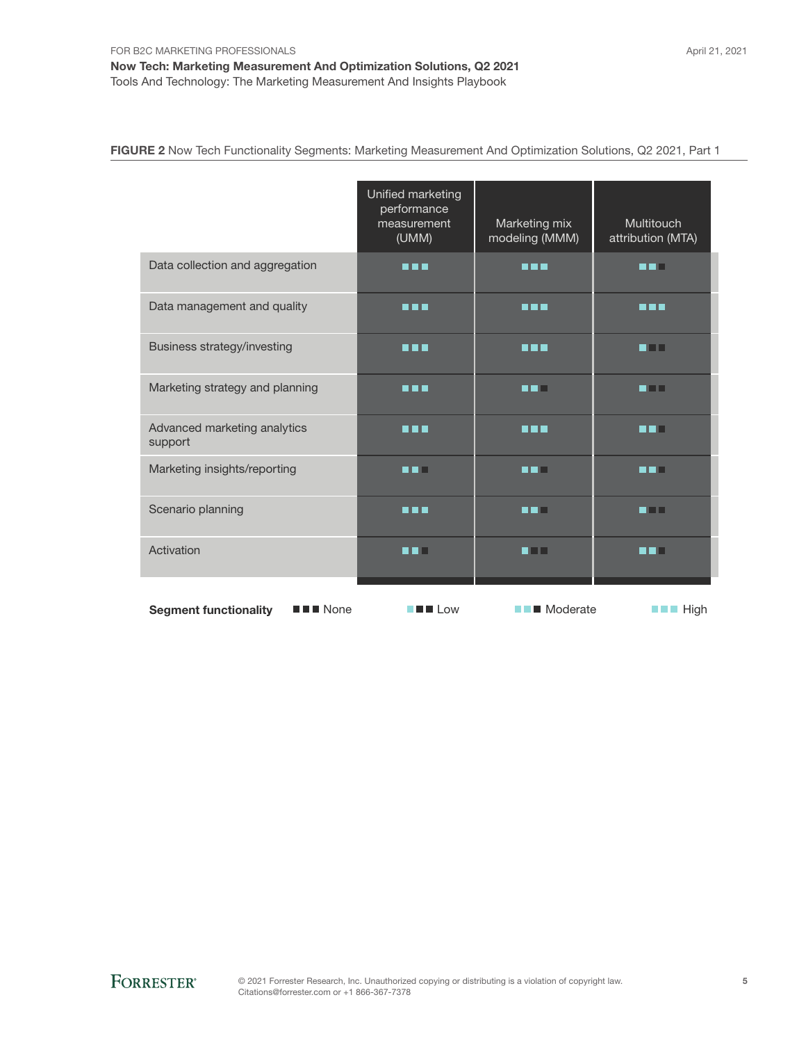**FIGURE 2** Now Tech Functionality Segments: Marketing Measurement And Optimization Solutions, Q2 2021, Part 1

| | Unified marketing performance measurement (UMM) | Marketing mix modeling (MMM) | Multitouch attribution (MTA) |
|---|---|---|---|
| Data collection and aggregation | High | High | Moderate |
| Data management and quality | High | High | High |
| Business strategy/investing | High | High | Low |
| Marketing strategy and planning | High | Moderate | Low |
| Advanced marketing analytics support | High | High | Moderate |
| Marketing insights/reporting | Moderate | Moderate | Moderate |
| Scenario planning | High | Moderate | Low |
| Activation | Moderate | Low | Moderate |

**Segment functionality** ■■■ None ■■■ Low ■■■ Moderate ■■■ High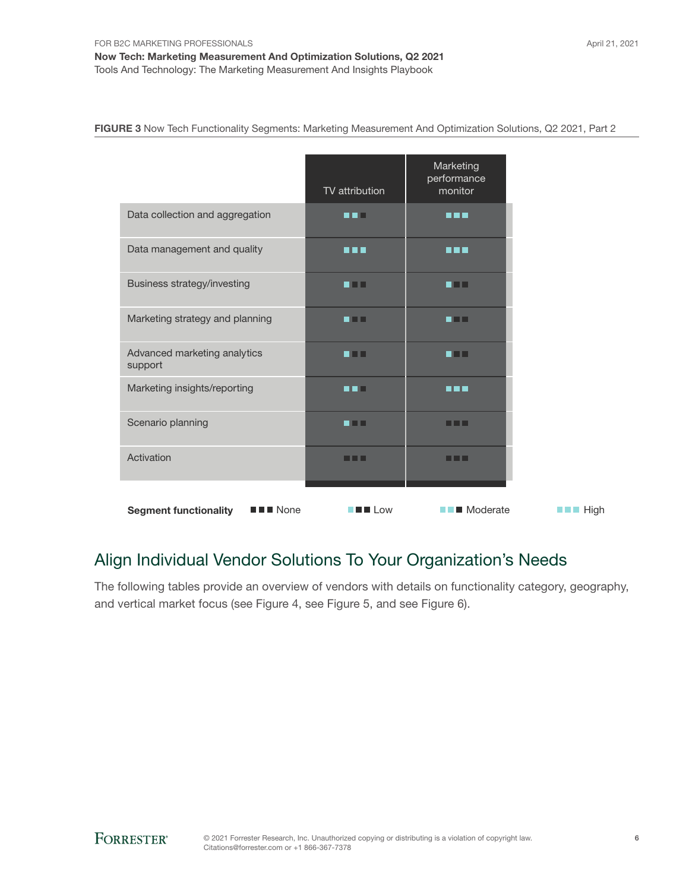**FIGURE 3** Now Tech Functionality Segments: Marketing Measurement And Optimization Solutions, Q2 2021, Part 2

| | TV attribution | Marketing performance monitor |
|---|---|---|
| Data collection and aggregation | Moderate | High |
| Data management and quality | High | High |
| Business strategy/investing | Low | Low |
| Marketing strategy and planning | Low | Low |
| Advanced marketing analytics support | Low | Low |
| Marketing insights/reporting | Moderate | High |
| Scenario planning | Low | None |
| Activation | None | None |

**Segment functionality** ■■■ None ■■■ Low ■■■ Moderate ■■■ High

## Align Individual Vendor Solutions To Your Organization's Needs

The following tables provide an overview of vendors with details on functionality category, geography, and vertical market focus (see Figure 4, see Figure 5, and see Figure 6).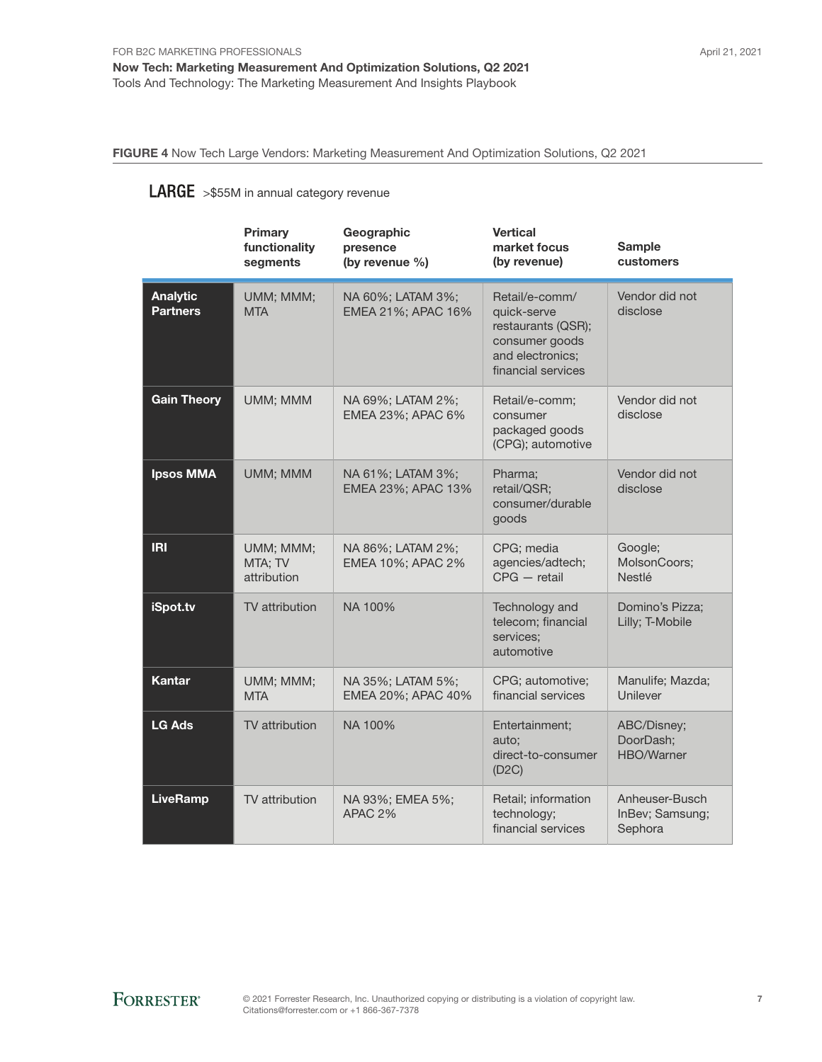**FIGURE 4** Now Tech Large Vendors: Marketing Measurement And Optimization Solutions, Q2 2021

**LARGE** >$55M in annual category revenue

| | Primary functionality segments | Geographic presence (by revenue %) | Vertical market focus (by revenue) | Sample customers |
|---|---|---|---|---|
| **Analytic Partners** | UMM; MMM; MTA | NA 60%; LATAM 3%; EMEA 21%; APAC 16% | Retail/e-comm/quick-serve restaurants (QSR); consumer goods and electronics; financial services | Vendor did not disclose |
| **Gain Theory** | UMM; MMM | NA 69%; LATAM 2%; EMEA 23%; APAC 6% | Retail/e-comm; consumer packaged goods (CPG); automotive | Vendor did not disclose |
| **Ipsos MMA** | UMM; MMM | NA 61%; LATAM 3%; EMEA 23%; APAC 13% | Pharma; retail/QSR; consumer/durable goods | Vendor did not disclose |
| **IRI** | UMM; MMM; MTA; TV attribution | NA 86%; LATAM 2%; EMEA 10%; APAC 2% | CPG; media agencies/adtech; CPG — retail | Google; MolsonCoors; Nestlé |
| **iSpot.tv** | TV attribution | NA 100% | Technology and telecom; financial services; automotive | Domino's Pizza; Lilly; T-Mobile |
| **Kantar** | UMM; MMM; MTA | NA 35%; LATAM 5%; EMEA 20%; APAC 40% | CPG; automotive; financial services | Manulife; Mazda; Unilever |
| **LG Ads** | TV attribution | NA 100% | Entertainment; auto; direct-to-consumer (D2C) | ABC/Disney; DoorDash; HBO/Warner |
| **LiveRamp** | TV attribution | NA 93%; EMEA 5%; APAC 2% | Retail; information technology; financial services | Anheuser-Busch InBev; Samsung; Sephora |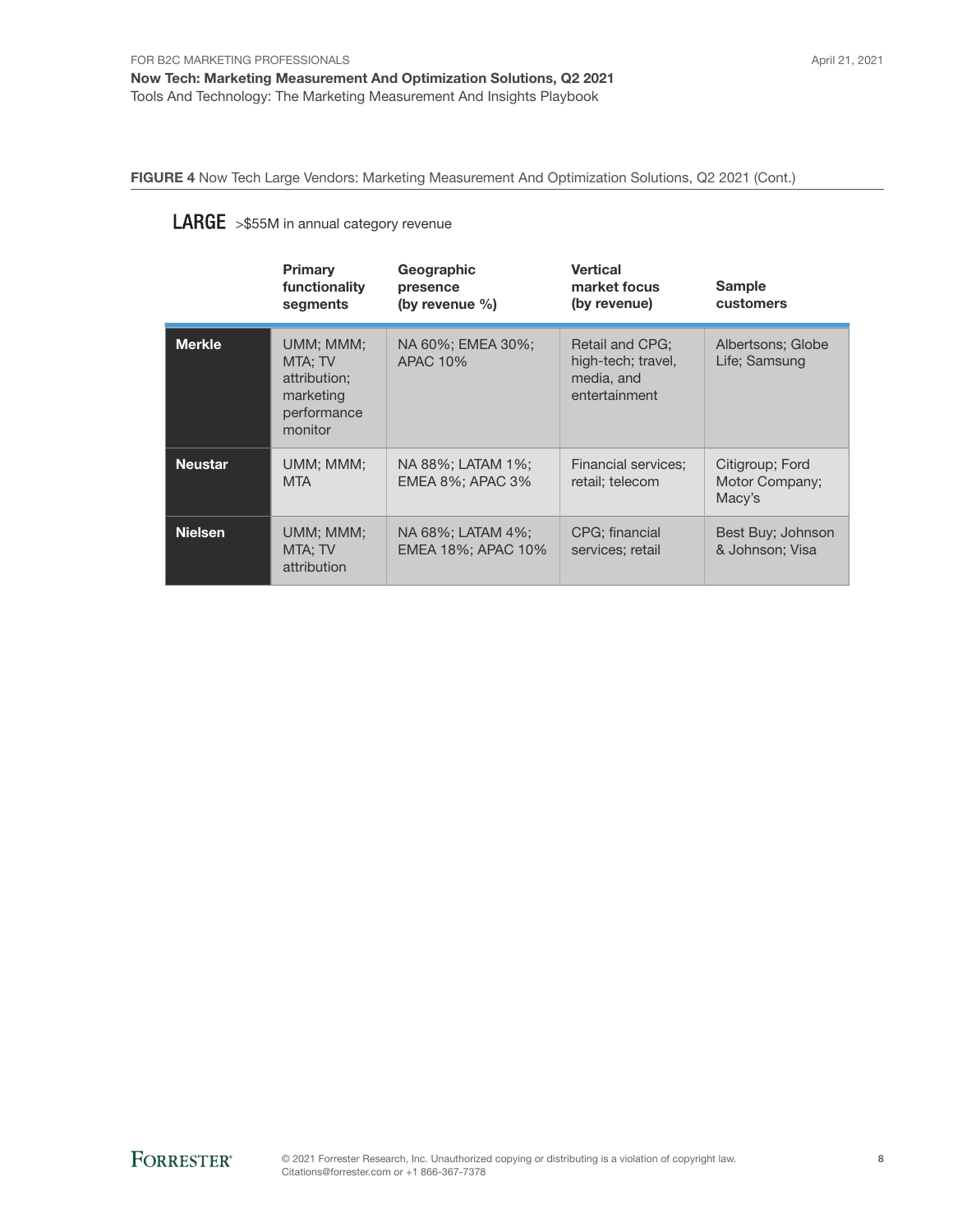**FIGURE 4** Now Tech Large Vendors: Marketing Measurement And Optimization Solutions, Q2 2021 (Cont.)

**LARGE** >$55M in annual category revenue

| | Primary functionality segments | Geographic presence (by revenue %) | Vertical market focus (by revenue) | Sample customers |
|---|---|---|---|---|
| **Merkle** | UMM; MMM; MTA; TV attribution; marketing performance monitor | NA 60%; EMEA 30%; APAC 10% | Retail and CPG; high-tech; travel, media, and entertainment | Albertsons; Globe Life; Samsung |
| **Neustar** | UMM; MMM; MTA | NA 88%; LATAM 1%; EMEA 8%; APAC 3% | Financial services; retail; telecom | Citigroup; Ford Motor Company; Macy's |
| **Nielsen** | UMM; MMM; MTA; TV attribution | NA 68%; LATAM 4%; EMEA 18%; APAC 10% | CPG; financial services; retail | Best Buy; Johnson & Johnson; Visa |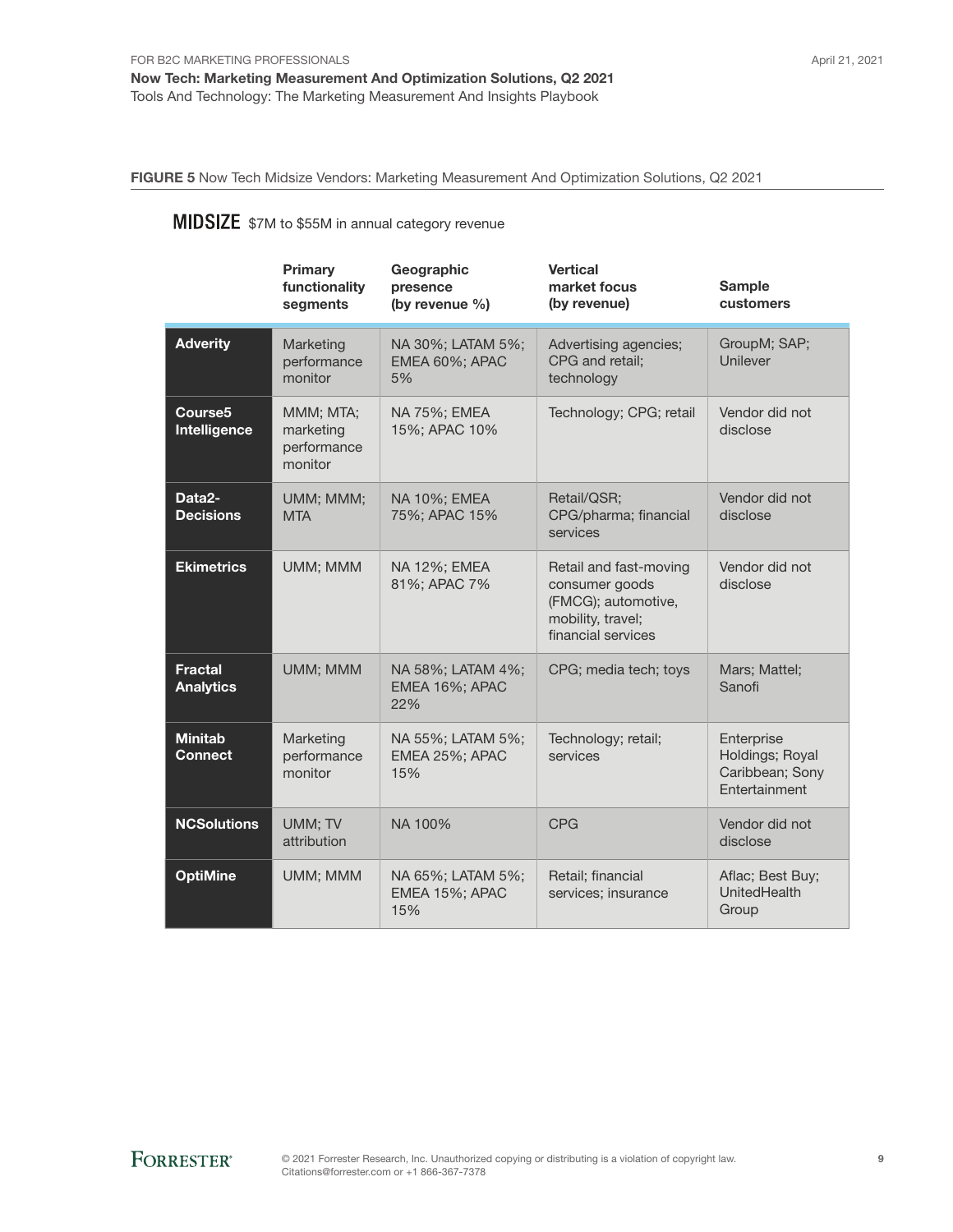**FIGURE 5** Now Tech Midsize Vendors: Marketing Measurement And Optimization Solutions, Q2 2021

**MIDSIZE** $7M to $55M in annual category revenue

| | Primary functionality segments | Geographic presence (by revenue %) | Vertical market focus (by revenue) | Sample customers |
|---|---|---|---|---|
| **Adverity** | Marketing performance monitor | NA 30%; LATAM 5%; EMEA 60%; APAC 5% | Advertising agencies; CPG and retail; technology | GroupM; SAP; Unilever |
| **Course5 Intelligence** | MMM; MTA; marketing performance monitor | NA 75%; EMEA 15%; APAC 10% | Technology; CPG; retail | Vendor did not disclose |
| **Data2-Decisions** | UMM; MMM; MTA | NA 10%; EMEA 75%; APAC 15% | Retail/QSR; CPG/pharma; financial services | Vendor did not disclose |
| **Ekimetrics** | UMM; MMM | NA 12%; EMEA 81%; APAC 7% | Retail and fast-moving consumer goods (FMCG); automotive, mobility, travel; financial services | Vendor did not disclose |
| **Fractal Analytics** | UMM; MMM | NA 58%; LATAM 4%; EMEA 16%; APAC 22% | CPG; media tech; toys | Mars; Mattel; Sanofi |
| **Minitab Connect** | Marketing performance monitor | NA 55%; LATAM 5%; EMEA 25%; APAC 15% | Technology; retail; services | Enterprise Holdings; Royal Caribbean; Sony Entertainment |
| **NCSolutions** | UMM; TV attribution | NA 100% | CPG | Vendor did not disclose |
| **OptiMine** | UMM; MMM | NA 65%; LATAM 5%; EMEA 15%; APAC 15% | Retail; financial services; insurance | Aflac; Best Buy; UnitedHealth Group |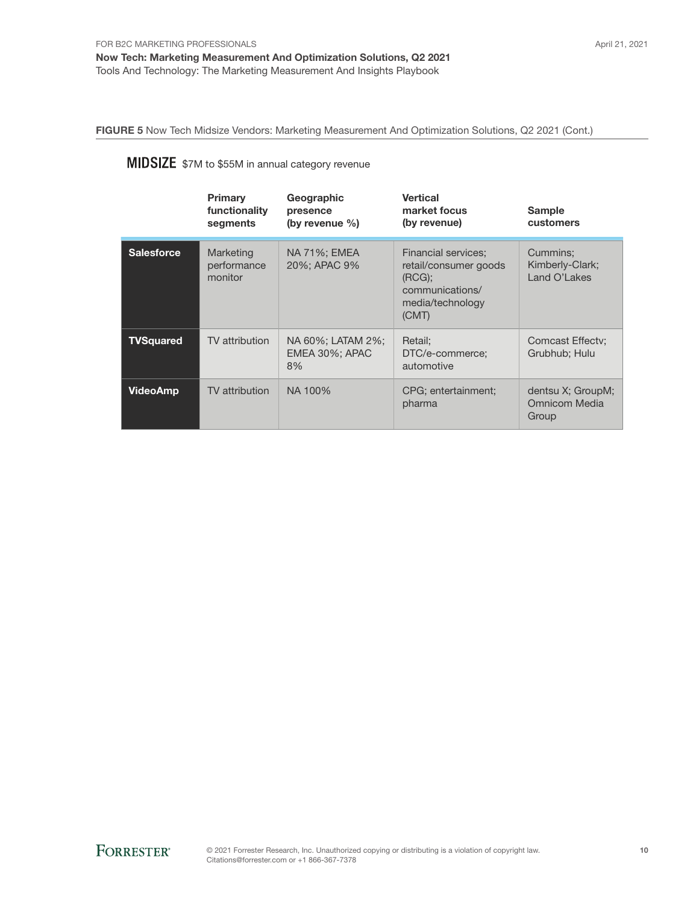**FIGURE 5** Now Tech Midsize Vendors: Marketing Measurement And Optimization Solutions, Q2 2021 (Cont.)

**MIDSIZE** $7M to $55M in annual category revenue

| | Primary functionality segments | Geographic presence (by revenue %) | Vertical market focus (by revenue) | Sample customers |
|---|---|---|---|---|
| **Salesforce** | Marketing performance monitor | NA 71%; EMEA 20%; APAC 9% | Financial services; retail/consumer goods (RCG); communications/media/technology (CMT) | Cummins; Kimberly-Clark; Land O'Lakes |
| **TVSquared** | TV attribution | NA 60%; LATAM 2%; EMEA 30%; APAC 8% | Retail; DTC/e-commerce; automotive | Comcast Effectv; Grubhub; Hulu |
| **VideoAmp** | TV attribution | NA 100% | CPG; entertainment; pharma | dentsu X; GroupM; Omnicom Media Group |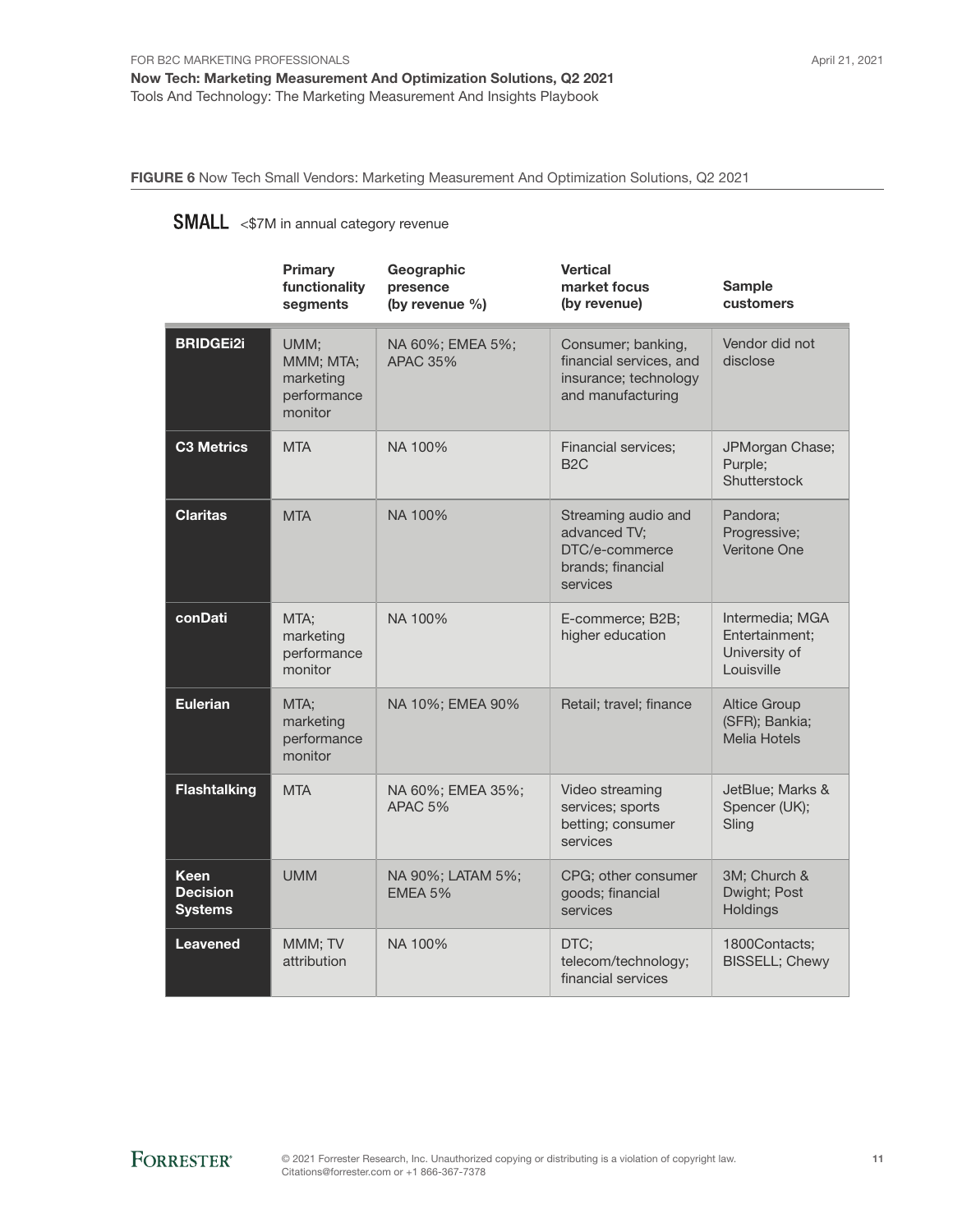**FIGURE 6** Now Tech Small Vendors: Marketing Measurement And Optimization Solutions, Q2 2021

**SMALL** <$7M in annual category revenue

| | Primary functionality segments | Geographic presence (by revenue %) | Vertical market focus (by revenue) | Sample customers |
|---|---|---|---|---|
| **BRIDGEi2i** | UMM; MMM; MTA; marketing performance monitor | NA 60%; EMEA 5%; APAC 35% | Consumer; banking, financial services, and insurance; technology and manufacturing | Vendor did not disclose |
| **C3 Metrics** | MTA | NA 100% | Financial services; B2C | JPMorgan Chase; Purple; Shutterstock |
| **Claritas** | MTA | NA 100% | Streaming audio and advanced TV; DTC/e-commerce brands; financial services | Pandora; Progressive; Veritone One |
| **conDati** | MTA; marketing performance monitor | NA 100% | E-commerce; B2B; higher education | Intermedia; MGA Entertainment; University of Louisville |
| **Eulerian** | MTA; marketing performance monitor | NA 10%; EMEA 90% | Retail; travel; finance | Altice Group (SFR); Bankia; Melia Hotels |
| **Flashtalking** | MTA | NA 60%; EMEA 35%; APAC 5% | Video streaming services; sports betting; consumer services | JetBlue; Marks & Spencer (UK); Sling |
| **Keen Decision Systems** | UMM | NA 90%; LATAM 5%; EMEA 5% | CPG; other consumer goods; financial services | 3M; Church & Dwight; Post Holdings |
| **Leavened** | MMM; TV attribution | NA 100% | DTC; telecom/technology; financial services | 1800Contacts; BISSELL; Chewy |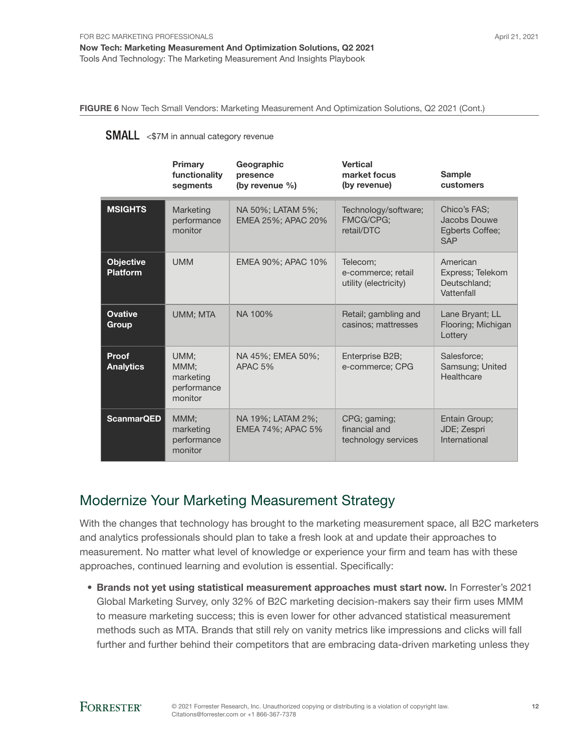**FIGURE 6** Now Tech Small Vendors: Marketing Measurement And Optimization Solutions, Q2 2021 (Cont.)

**SMALL** <$7M in annual category revenue

| | Primary functionality segments | Geographic presence (by revenue %) | Vertical market focus (by revenue) | Sample customers |
|---|---|---|---|---|
| **MSIGHTS** | Marketing performance monitor | NA 50%; LATAM 5%; EMEA 25%; APAC 20% | Technology/software; FMCG/CPG; retail/DTC | Chico's FAS; Jacobs Douwe Egberts Coffee; SAP |
| **Objective Platform** | UMM | EMEA 90%; APAC 10% | Telecom; e-commerce; retail utility (electricity) | American Express; Telekom Deutschland; Vattenfall |
| **Ovative Group** | UMM; MTA | NA 100% | Retail; gambling and casinos; mattresses | Lane Bryant; LL Flooring; Michigan Lottery |
| **Proof Analytics** | UMM; MMM; marketing performance monitor | NA 45%; EMEA 50%; APAC 5% | Enterprise B2B; e-commerce; CPG | Salesforce; Samsung; United Healthcare |
| **ScanmarQED** | MMM; marketing performance monitor | NA 19%; LATAM 2%; EMEA 74%; APAC 5% | CPG; gaming; financial and technology services | Entain Group; JDE; Zespri International |

## Modernize Your Marketing Measurement Strategy

With the changes that technology has brought to the marketing measurement space, all B2C marketers and analytics professionals should plan to take a fresh look at and update their approaches to measurement. No matter what level of knowledge or experience your firm and team has with these approaches, continued learning and evolution is essential. Specifically:

- **Brands not yet using statistical measurement approaches must start now.** In Forrester's 2021 Global Marketing Survey, only 32% of B2C marketing decision-makers say their firm uses MMM to measure marketing success; this is even lower for other advanced statistical measurement methods such as MTA. Brands that still rely on vanity metrics like impressions and clicks will fall further and further behind their competitors that are embracing data-driven marketing unless they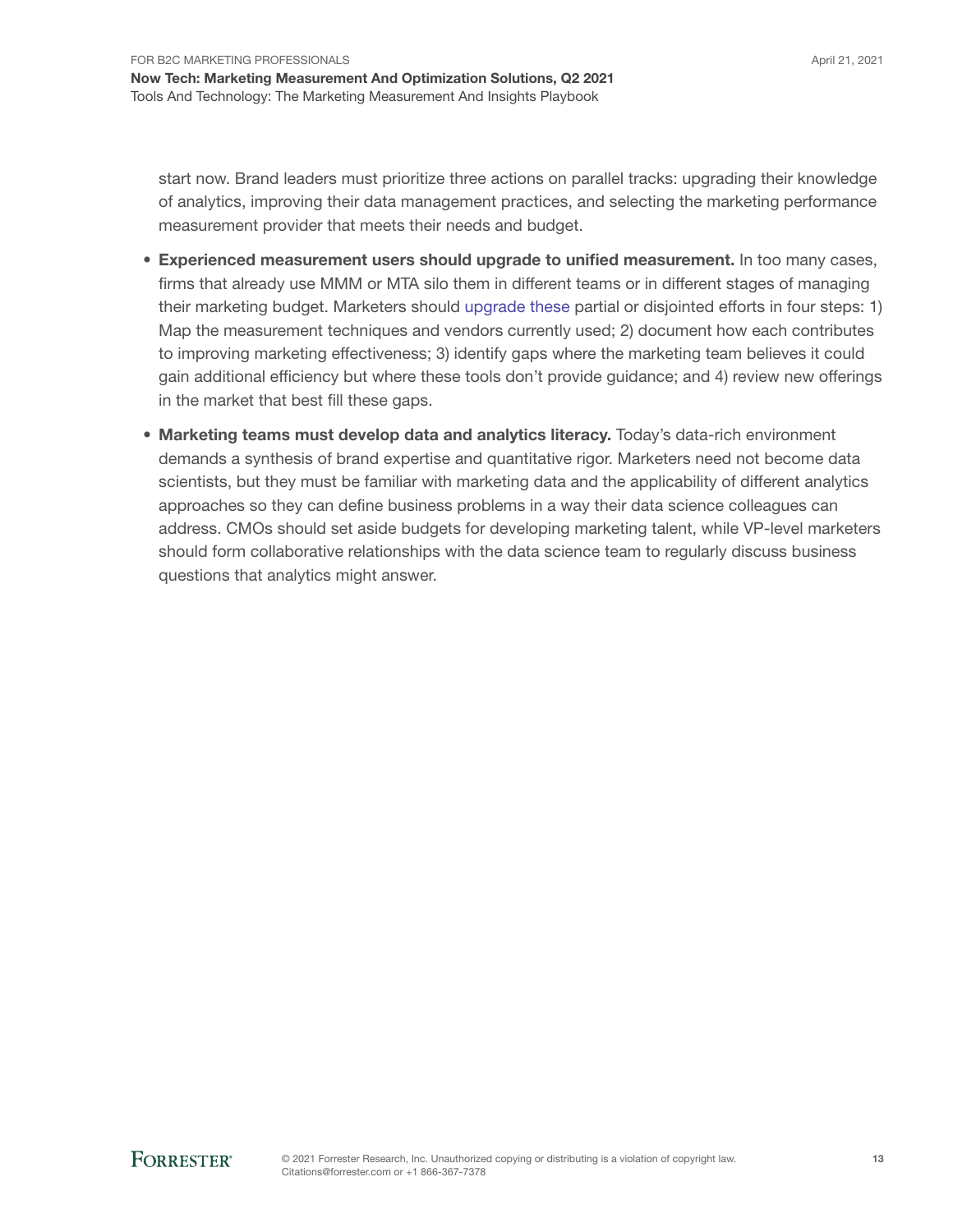start now. Brand leaders must prioritize three actions on parallel tracks: upgrading their knowledge of analytics, improving their data management practices, and selecting the marketing performance measurement provider that meets their needs and budget.

- **Experienced measurement users should upgrade to unified measurement.** In too many cases, firms that already use MMM or MTA silo them in different teams or in different stages of managing their marketing budget. Marketers should upgrade these partial or disjointed efforts in four steps: 1) Map the measurement techniques and vendors currently used; 2) document how each contributes to improving marketing effectiveness; 3) identify gaps where the marketing team believes it could gain additional efficiency but where these tools don't provide guidance; and 4) review new offerings in the market that best fill these gaps.

- **Marketing teams must develop data and analytics literacy.** Today's data-rich environment demands a synthesis of brand expertise and quantitative rigor. Marketers need not become data scientists, but they must be familiar with marketing data and the applicability of different analytics approaches so they can define business problems in a way their data science colleagues can address. CMOs should set aside budgets for developing marketing talent, while VP-level marketers should form collaborative relationships with the data science team to regularly discuss business questions that analytics might answer.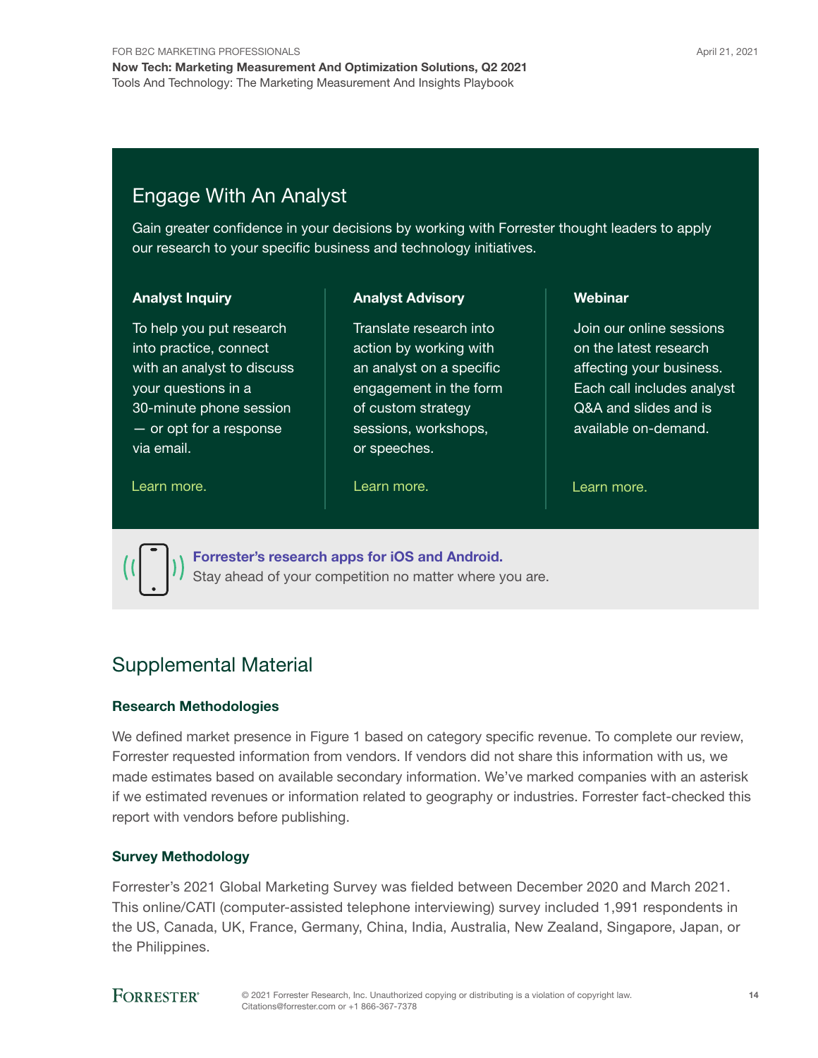## Engage With An Analyst

Gain greater confidence in your decisions by working with Forrester thought leaders to apply our research to your specific business and technology initiatives.

### Analyst Inquiry

To help you put research into practice, connect with an analyst to discuss your questions in a 30-minute phone session — or opt for a response via email.

Learn more.

### Analyst Advisory

Translate research into action by working with an analyst on a specific engagement in the form of custom strategy sessions, workshops, or speeches.

Learn more.

### Webinar

Join our online sessions on the latest research affecting your business. Each call includes analyst Q&A and slides and is available on-demand.

Learn more.

**Forrester's research apps for iOS and Android.**
Stay ahead of your competition no matter where you are.

## Supplemental Material

### Research Methodologies

We defined market presence in Figure 1 based on category specific revenue. To complete our review, Forrester requested information from vendors. If vendors did not share this information with us, we made estimates based on available secondary information. We've marked companies with an asterisk if we estimated revenues or information related to geography or industries. Forrester fact-checked this report with vendors before publishing.

### Survey Methodology

Forrester's 2021 Global Marketing Survey was fielded between December 2020 and March 2021. This online/CATI (computer-assisted telephone interviewing) survey included 1,991 respondents in the US, Canada, UK, France, Germany, China, India, Australia, New Zealand, Singapore, Japan, or the Philippines.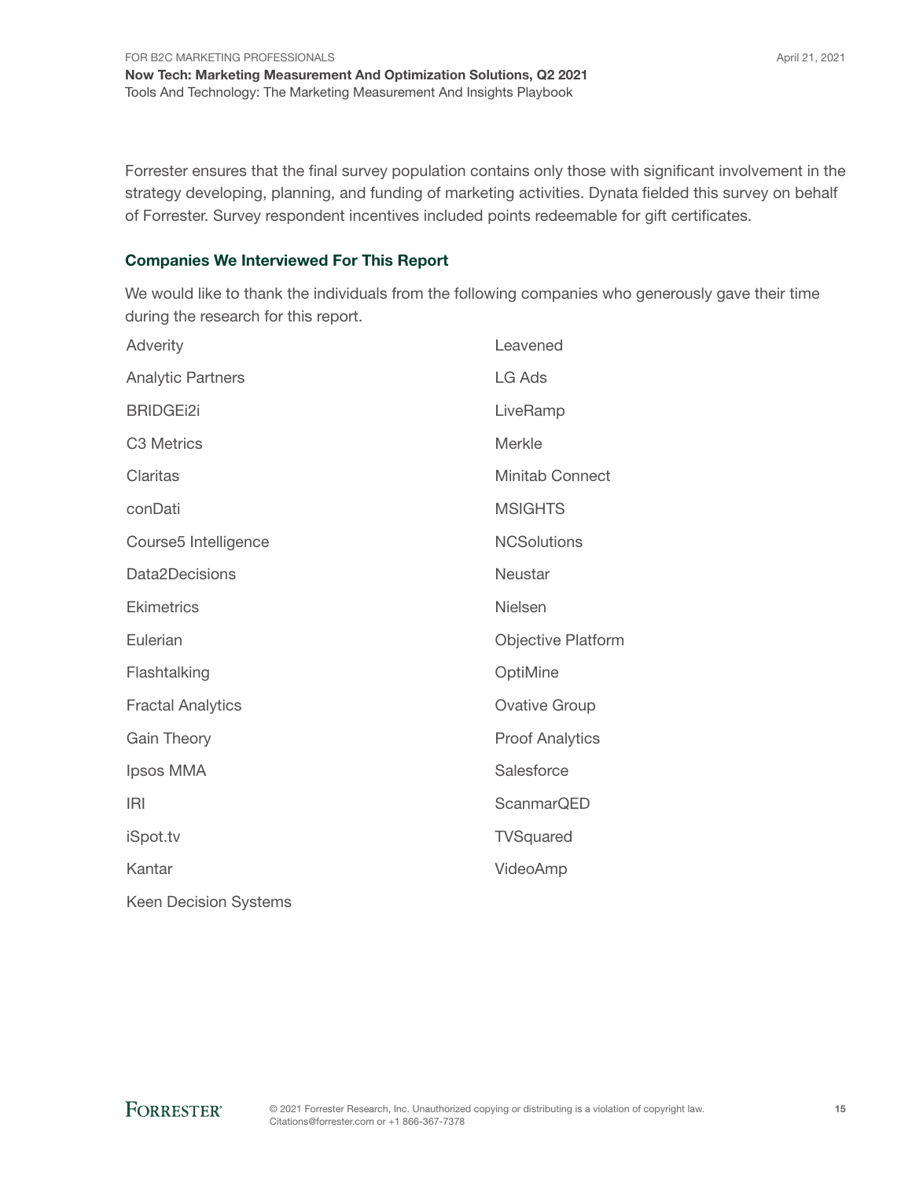Forrester ensures that the final survey population contains only those with significant involvement in the strategy developing, planning, and funding of marketing activities. Dynata fielded this survey on behalf of Forrester. Survey respondent incentives included points redeemable for gift certificates.

### Companies We Interviewed For This Report

We would like to thank the individuals from the following companies who generously gave their time during the research for this report.

Adverity

Analytic Partners

BRIDGEi2i

C3 Metrics

Claritas

conDati

Course5 Intelligence

Data2Decisions

Ekimetrics

Eulerian

Flashtalking

Fractal Analytics

Gain Theory

Ipsos MMA

IRI

iSpot.tv

Kantar

Keen Decision Systems

Leavened

LG Ads

LiveRamp

Merkle

Minitab Connect

MSIGHTS

NCSolutions

Neustar

Nielsen

Objective Platform

OptiMine

Ovative Group

Proof Analytics

Salesforce

ScanmarQED

TVSquared

VideoAmp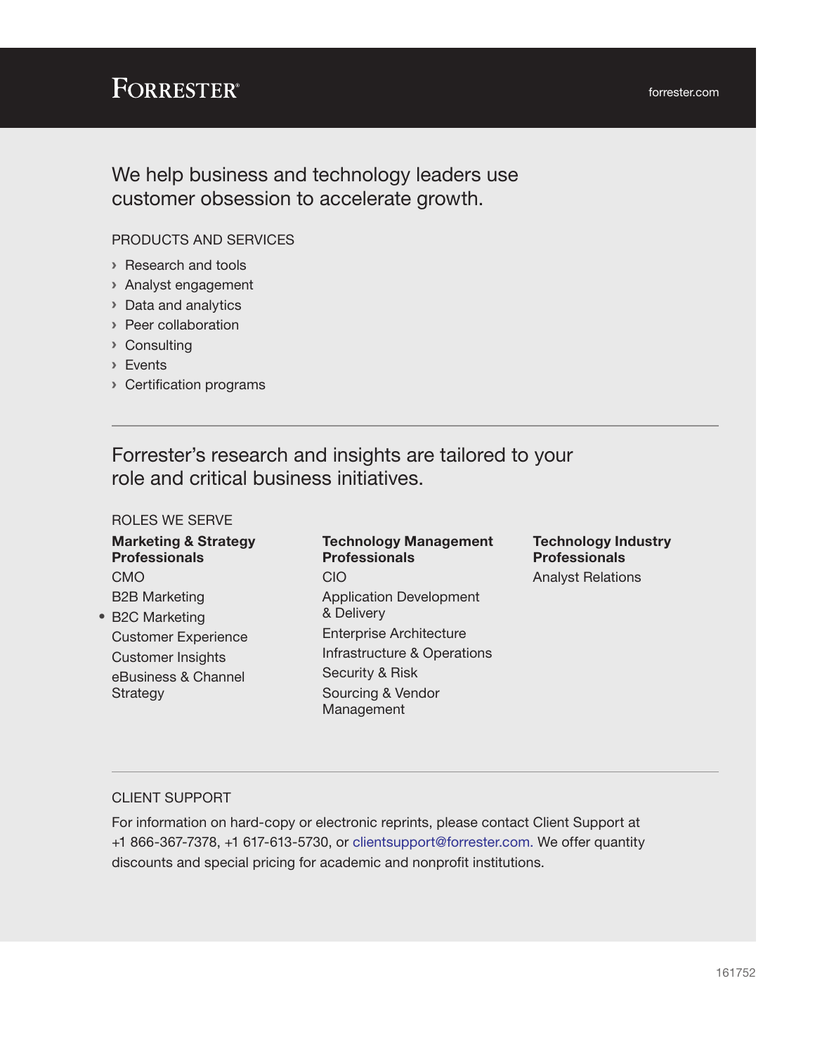FORRESTER®

forrester.com

## We help business and technology leaders use customer obsession to accelerate growth.

PRODUCTS AND SERVICES

- Research and tools
- Analyst engagement
- Data and analytics
- Peer collaboration
- Consulting
- Events
- Certification programs

---

## Forrester's research and insights are tailored to your role and critical business initiatives.

ROLES WE SERVE

**Marketing & Strategy Professionals**

CMO
B2B Marketing
• B2C Marketing
Customer Experience
Customer Insights
eBusiness & Channel Strategy

**Technology Management Professionals**

CIO
Application Development & Delivery
Enterprise Architecture
Infrastructure & Operations
Security & Risk
Sourcing & Vendor Management

**Technology Industry Professionals**

Analyst Relations

---

CLIENT SUPPORT

For information on hard-copy or electronic reprints, please contact Client Support at +1 866-367-7378, +1 617-613-5730, or clientsupport@forrester.com. We offer quantity discounts and special pricing for academic and nonprofit institutions.

161752